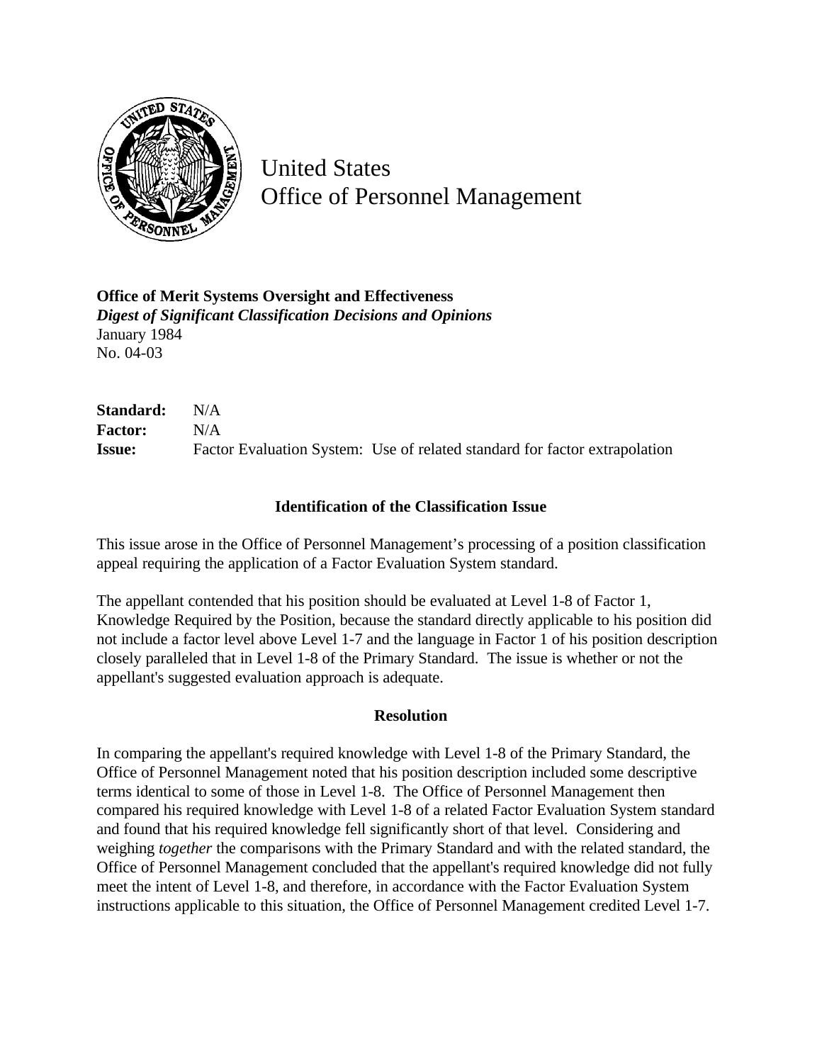United States
Office of Personnel Management

**Office of Merit Systems Oversight and Effectiveness**
***Digest of Significant Classification Decisions and Opinions***
January 1984
No. 04-03

**Standard:** N/A
**Factor:** N/A
**Issue:** Factor Evaluation System: Use of related standard for factor extrapolation

### Identification of the Classification Issue

This issue arose in the Office of Personnel Management's processing of a position classification appeal requiring the application of a Factor Evaluation System standard.

The appellant contended that his position should be evaluated at Level 1-8 of Factor 1, Knowledge Required by the Position, because the standard directly applicable to his position did not include a factor level above Level 1-7 and the language in Factor 1 of his position description closely paralleled that in Level 1-8 of the Primary Standard. The issue is whether or not the appellant's suggested evaluation approach is adequate.

### Resolution

In comparing the appellant's required knowledge with Level 1-8 of the Primary Standard, the Office of Personnel Management noted that his position description included some descriptive terms identical to some of those in Level 1-8. The Office of Personnel Management then compared his required knowledge with Level 1-8 of a related Factor Evaluation System standard and found that his required knowledge fell significantly short of that level. Considering and weighing *together* the comparisons with the Primary Standard and with the related standard, the Office of Personnel Management concluded that the appellant's required knowledge did not fully meet the intent of Level 1-8, and therefore, in accordance with the Factor Evaluation System instructions applicable to this situation, the Office of Personnel Management credited Level 1-7.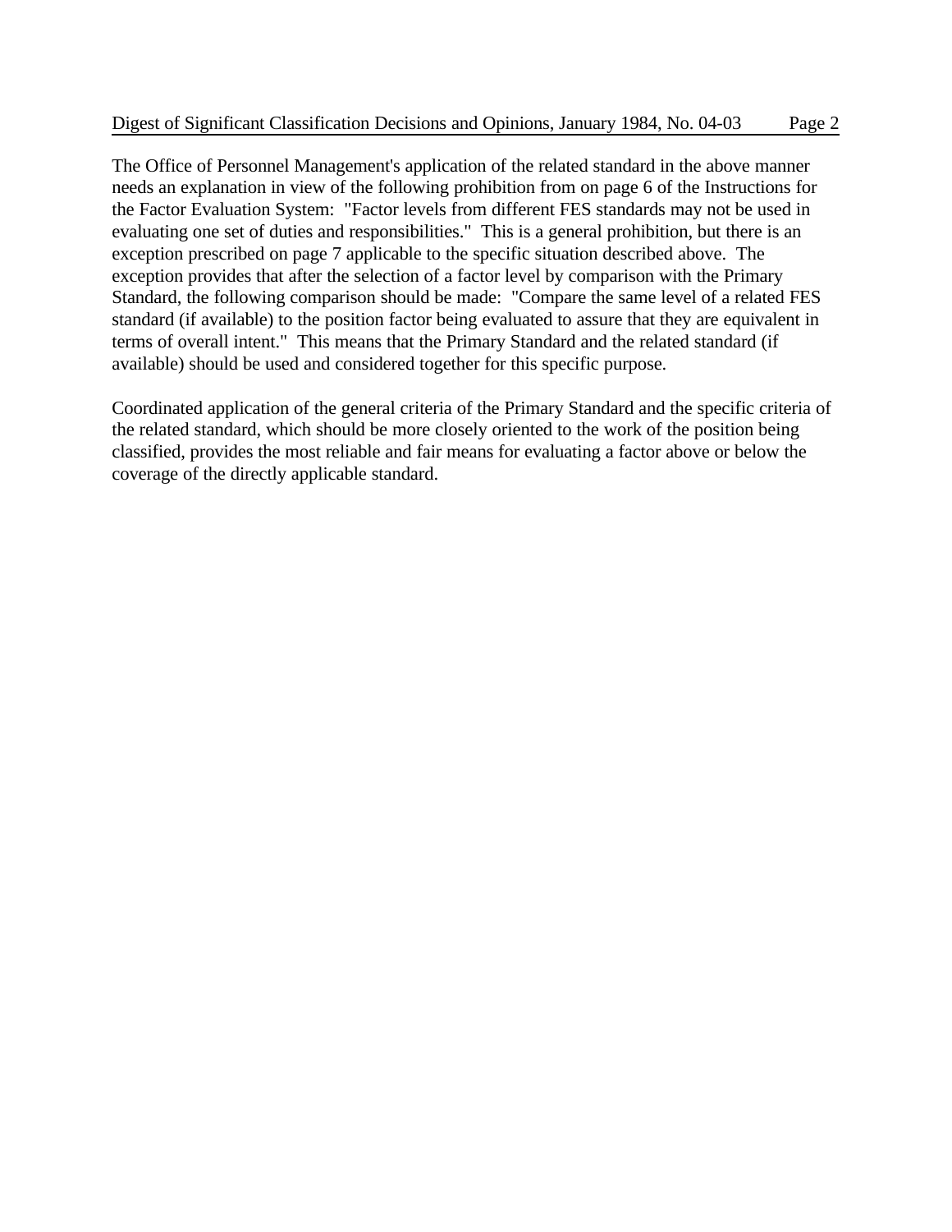The Office of Personnel Management's application of the related standard in the above manner needs an explanation in view of the following prohibition from on page 6 of the Instructions for the Factor Evaluation System: "Factor levels from different FES standards may not be used in evaluating one set of duties and responsibilities." This is a general prohibition, but there is an exception prescribed on page 7 applicable to the specific situation described above. The exception provides that after the selection of a factor level by comparison with the Primary Standard, the following comparison should be made: "Compare the same level of a related FES standard (if available) to the position factor being evaluated to assure that they are equivalent in terms of overall intent." This means that the Primary Standard and the related standard (if available) should be used and considered together for this specific purpose.

Coordinated application of the general criteria of the Primary Standard and the specific criteria of the related standard, which should be more closely oriented to the work of the position being classified, provides the most reliable and fair means for evaluating a factor above or below the coverage of the directly applicable standard.